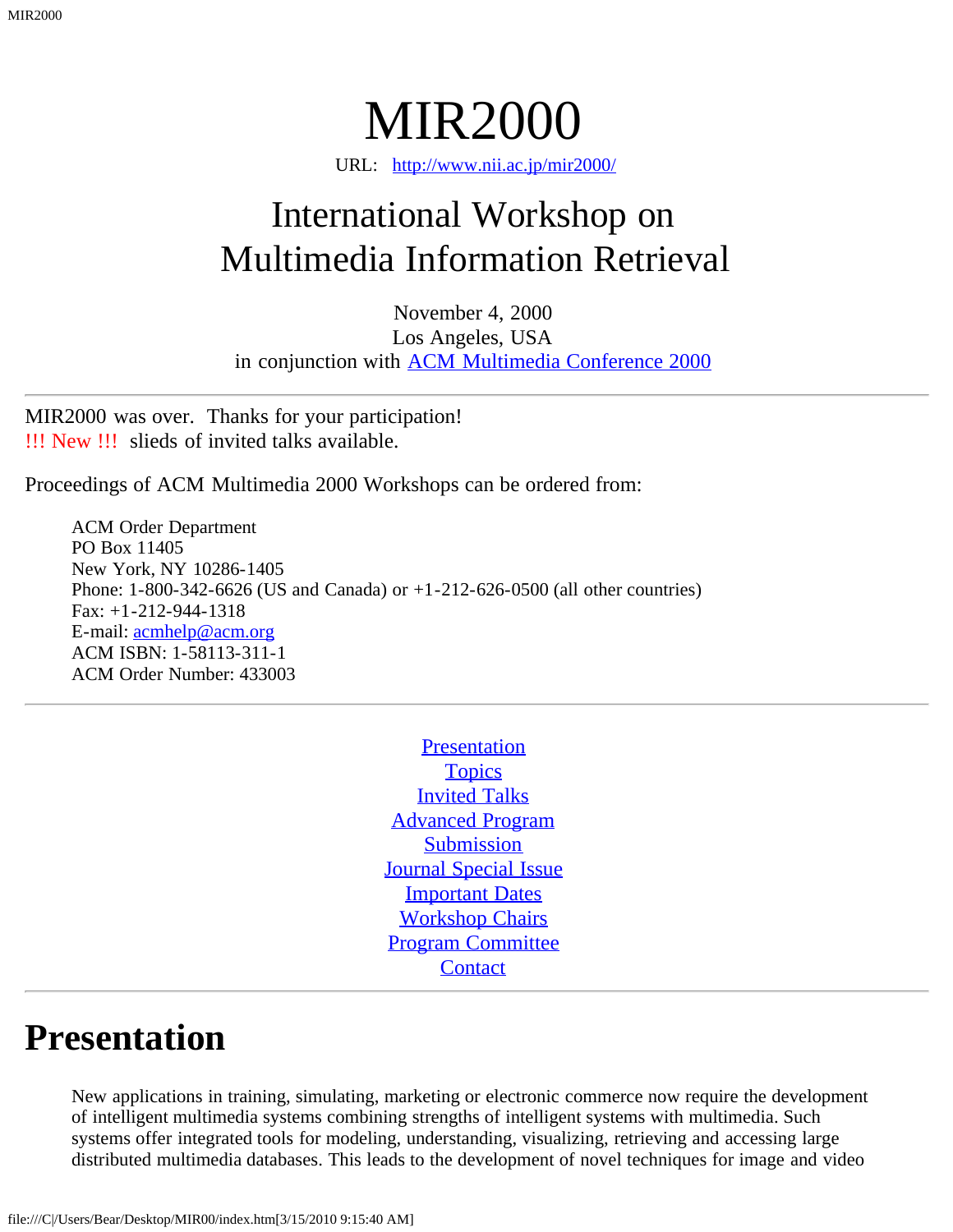# MIR2000

URL: http://www.nii.ac.jp/mir2000/

## International Workshop on Multimedia Information Retrieval

November 4, 2000
Los Angeles, USA
in conjunction with ACM Multimedia Conference 2000

---

MIR2000 was over. Thanks for your participation!
!!! New !!! slieds of invited talks available.

Proceedings of ACM Multimedia 2000 Workshops can be ordered from:

> ACM Order Department
> PO Box 11405
> New York, NY 10286-1405
> Phone: 1-800-342-6626 (US and Canada) or +1-212-626-0500 (all other countries)
> Fax: +1-212-944-1318
> E-mail: acmhelp@acm.org
> ACM ISBN: 1-58113-311-1
> ACM Order Number: 433003

---

- Presentation
- Topics
- Invited Talks
- Advanced Program
- Submission
- Journal Special Issue
- Important Dates
- Workshop Chairs
- Program Committee
- Contact

---

# Presentation

New applications in training, simulating, marketing or electronic commerce now require the development of intelligent multimedia systems combining strengths of intelligent systems with multimedia. Such systems offer integrated tools for modeling, understanding, visualizing, retrieving and accessing large distributed multimedia databases. This leads to the development of novel techniques for image and video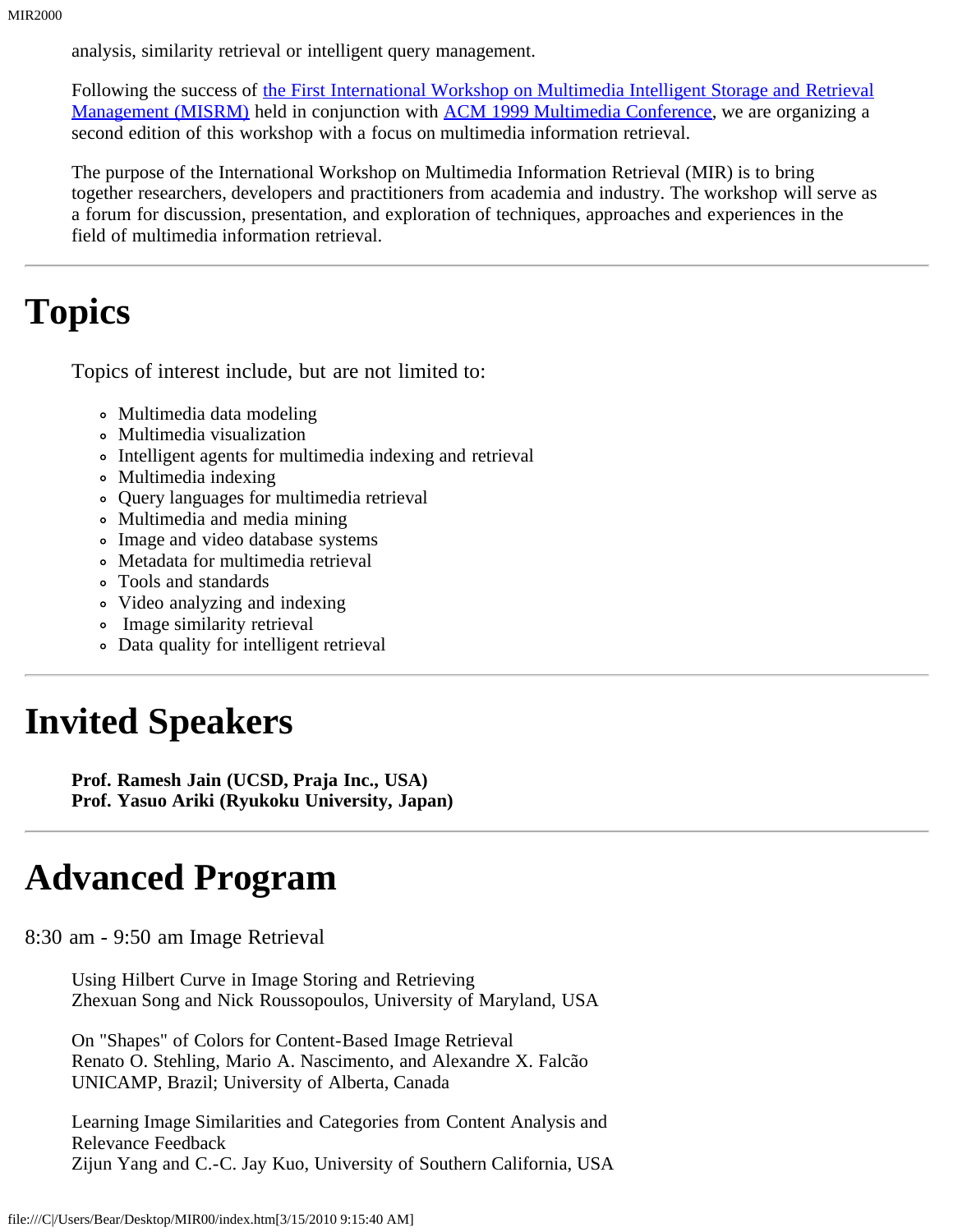analysis, similarity retrieval or intelligent query management.

Following the success of the First International Workshop on Multimedia Intelligent Storage and Retrieval Management (MISRM) held in conjunction with ACM 1999 Multimedia Conference, we are organizing a second edition of this workshop with a focus on multimedia information retrieval.

The purpose of the International Workshop on Multimedia Information Retrieval (MIR) is to bring together researchers, developers and practitioners from academia and industry. The workshop will serve as a forum for discussion, presentation, and exploration of techniques, approaches and experiences in the field of multimedia information retrieval.

---

# Topics

Topics of interest include, but are not limited to:

- Multimedia data modeling
- Multimedia visualization
- Intelligent agents for multimedia indexing and retrieval
- Multimedia indexing
- Query languages for multimedia retrieval
- Multimedia and media mining
- Image and video database systems
- Metadata for multimedia retrieval
- Tools and standards
- Video analyzing and indexing
- Image similarity retrieval
- Data quality for intelligent retrieval

---

# Invited Speakers

**Prof. Ramesh Jain (UCSD, Praja Inc., USA)**
**Prof. Yasuo Ariki (Ryukoku University, Japan)**

---

# Advanced Program

8:30 am - 9:50 am Image Retrieval

Using Hilbert Curve in Image Storing and Retrieving
Zhexuan Song and Nick Roussopoulos, University of Maryland, USA

On "Shapes" of Colors for Content-Based Image Retrieval
Renato O. Stehling, Mario A. Nascimento, and Alexandre X. Falcão
UNICAMP, Brazil; University of Alberta, Canada

Learning Image Similarities and Categories from Content Analysis and Relevance Feedback
Zijun Yang and C.-C. Jay Kuo, University of Southern California, USA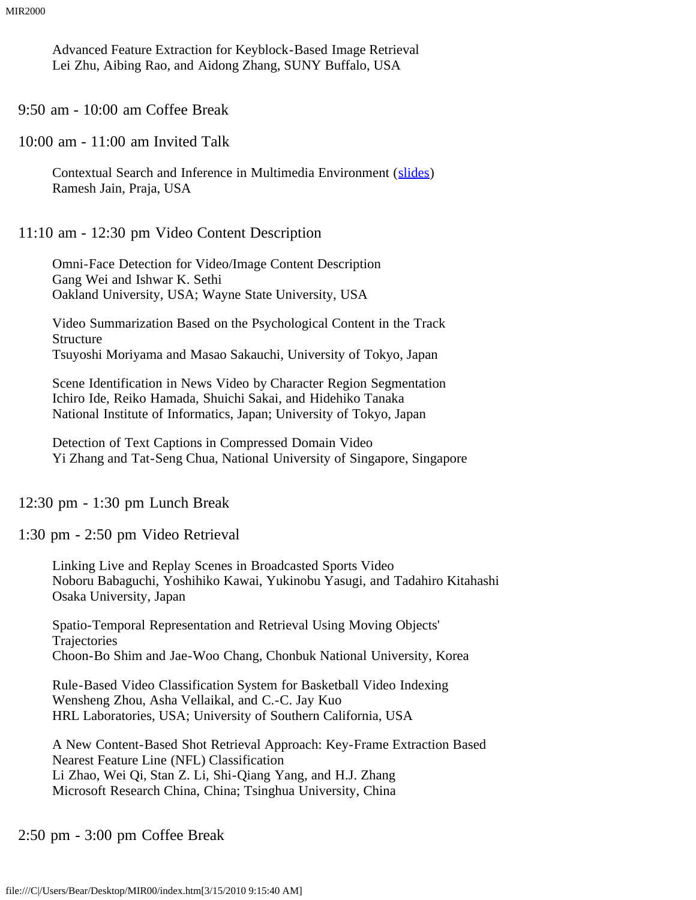Advanced Feature Extraction for Keyblock-Based Image Retrieval
Lei Zhu, Aibing Rao, and Aidong Zhang, SUNY Buffalo, USA

9:50 am - 10:00 am Coffee Break

10:00 am - 11:00 am Invited Talk

Contextual Search and Inference in Multimedia Environment (slides)
Ramesh Jain, Praja, USA

11:10 am - 12:30 pm Video Content Description

Omni-Face Detection for Video/Image Content Description
Gang Wei and Ishwar K. Sethi
Oakland University, USA; Wayne State University, USA

Video Summarization Based on the Psychological Content in the Track Structure
Tsuyoshi Moriyama and Masao Sakauchi, University of Tokyo, Japan

Scene Identification in News Video by Character Region Segmentation
Ichiro Ide, Reiko Hamada, Shuichi Sakai, and Hidehiko Tanaka
National Institute of Informatics, Japan; University of Tokyo, Japan

Detection of Text Captions in Compressed Domain Video
Yi Zhang and Tat-Seng Chua, National University of Singapore, Singapore

12:30 pm - 1:30 pm Lunch Break

1:30 pm - 2:50 pm Video Retrieval

Linking Live and Replay Scenes in Broadcasted Sports Video
Noboru Babaguchi, Yoshihiko Kawai, Yukinobu Yasugi, and Tadahiro Kitahashi
Osaka University, Japan

Spatio-Temporal Representation and Retrieval Using Moving Objects' Trajectories
Choon-Bo Shim and Jae-Woo Chang, Chonbuk National University, Korea

Rule-Based Video Classification System for Basketball Video Indexing
Wensheng Zhou, Asha Vellaikal, and C.-C. Jay Kuo
HRL Laboratories, USA; University of Southern California, USA

A New Content-Based Shot Retrieval Approach: Key-Frame Extraction Based Nearest Feature Line (NFL) Classification
Li Zhao, Wei Qi, Stan Z. Li, Shi-Qiang Yang, and H.J. Zhang
Microsoft Research China, China; Tsinghua University, China

2:50 pm - 3:00 pm Coffee Break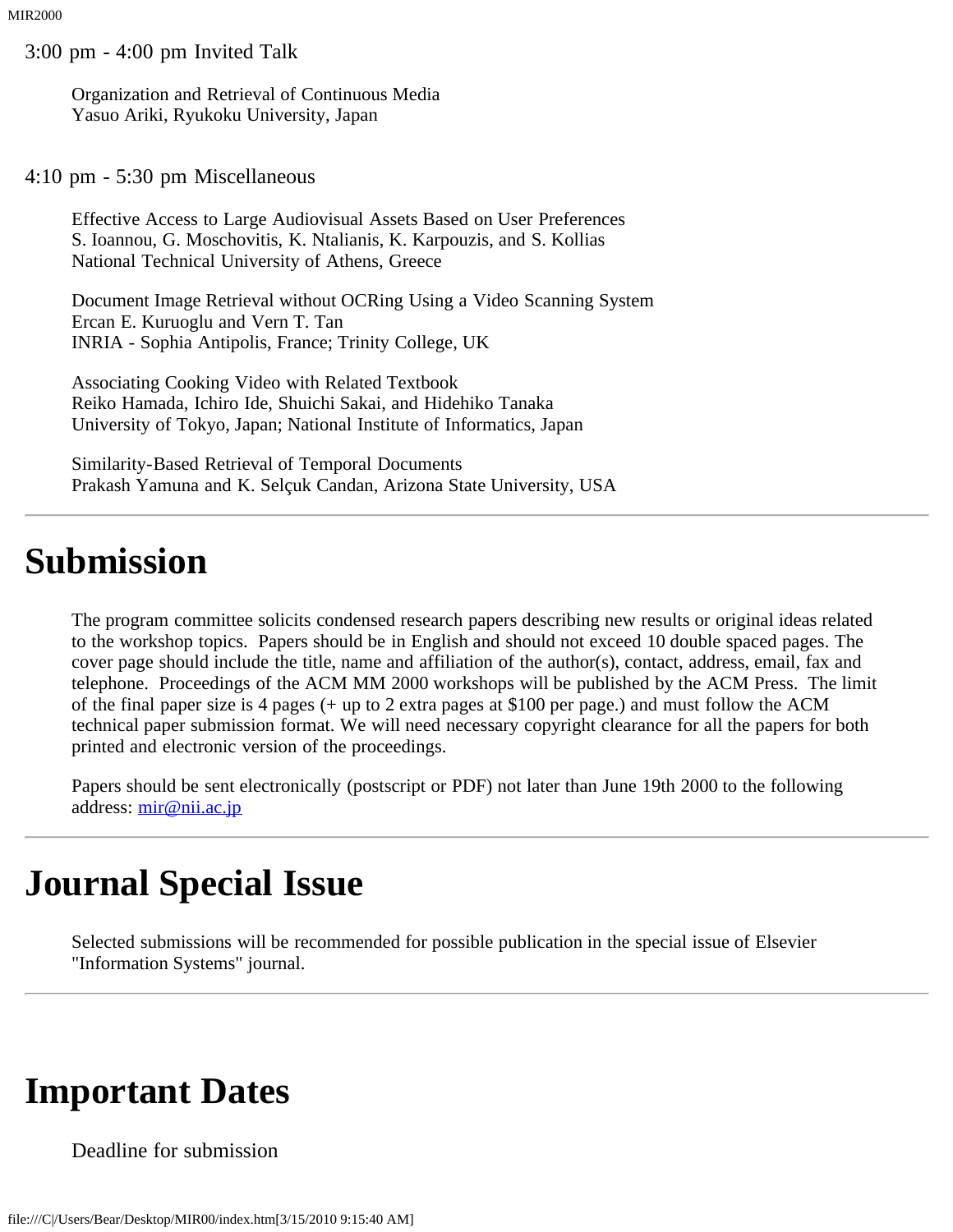3:00 pm - 4:00 pm Invited Talk

Organization and Retrieval of Continuous Media
Yasuo Ariki, Ryukoku University, Japan

4:10 pm - 5:30 pm Miscellaneous

Effective Access to Large Audiovisual Assets Based on User Preferences
S. Ioannou, G. Moschovitis, K. Ntalianis, K. Karpouzis, and S. Kollias
National Technical University of Athens, Greece

Document Image Retrieval without OCRing Using a Video Scanning System
Ercan E. Kuruoglu and Vern T. Tan
INRIA - Sophia Antipolis, France; Trinity College, UK

Associating Cooking Video with Related Textbook
Reiko Hamada, Ichiro Ide, Shuichi Sakai, and Hidehiko Tanaka
University of Tokyo, Japan; National Institute of Informatics, Japan

Similarity-Based Retrieval of Temporal Documents
Prakash Yamuna and K. Selçuk Candan, Arizona State University, USA

---

# Submission

The program committee solicits condensed research papers describing new results or original ideas related to the workshop topics. Papers should be in English and should not exceed 10 double spaced pages. The cover page should include the title, name and affiliation of the author(s), contact, address, email, fax and telephone. Proceedings of the ACM MM 2000 workshops will be published by the ACM Press. The limit of the final paper size is 4 pages (+ up to 2 extra pages at $100 per page.) and must follow the ACM technical paper submission format. We will need necessary copyright clearance for all the papers for both printed and electronic version of the proceedings.

Papers should be sent electronically (postscript or PDF) not later than June 19th 2000 to the following address: mir@nii.ac.jp

---

# Journal Special Issue

Selected submissions will be recommended for possible publication in the special issue of Elsevier "Information Systems" journal.

---

# Important Dates

Deadline for submission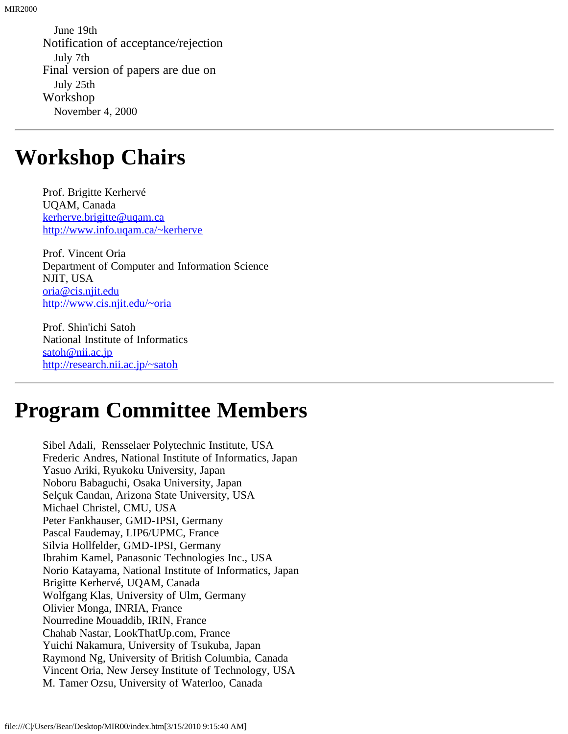June 19th

Notification of acceptance/rejection

July 7th

Final version of papers are due on

July 25th

Workshop

November 4, 2000

---

# Workshop Chairs

Prof. Brigitte Kerhervé
UQAM, Canada
[kerherve.brigitte@uqam.ca](mailto:kerherve.brigitte@uqam.ca)
[http://www.info.uqam.ca/~kerherve](http://www.info.uqam.ca/~kerherve)

Prof. Vincent Oria
Department of Computer and Information Science
NJIT, USA
[oria@cis.njit.edu](mailto:oria@cis.njit.edu)
[http://www.cis.njit.edu/~oria](http://www.cis.njit.edu/~oria)

Prof. Shin'ichi Satoh
National Institute of Informatics
[satoh@nii.ac.jp](mailto:satoh@nii.ac.jp)
[http://research.nii.ac.jp/~satoh](http://research.nii.ac.jp/~satoh)

---

# Program Committee Members

Sibel Adali, Rensselaer Polytechnic Institute, USA
Frederic Andres, National Institute of Informatics, Japan
Yasuo Ariki, Ryukoku University, Japan
Noboru Babaguchi, Osaka University, Japan
Selçuk Candan, Arizona State University, USA
Michael Christel, CMU, USA
Peter Fankhauser, GMD-IPSI, Germany
Pascal Faudemay, LIP6/UPMC, France
Silvia Hollfelder, GMD-IPSI, Germany
Ibrahim Kamel, Panasonic Technologies Inc., USA
Norio Katayama, National Institute of Informatics, Japan
Brigitte Kerhervé, UQAM, Canada
Wolfgang Klas, University of Ulm, Germany
Olivier Monga, INRIA, France
Nourredine Mouaddib, IRIN, France
Chahab Nastar, LookThatUp.com, France
Yuichi Nakamura, University of Tsukuba, Japan
Raymond Ng, University of British Columbia, Canada
Vincent Oria, New Jersey Institute of Technology, USA
M. Tamer Ozsu, University of Waterloo, Canada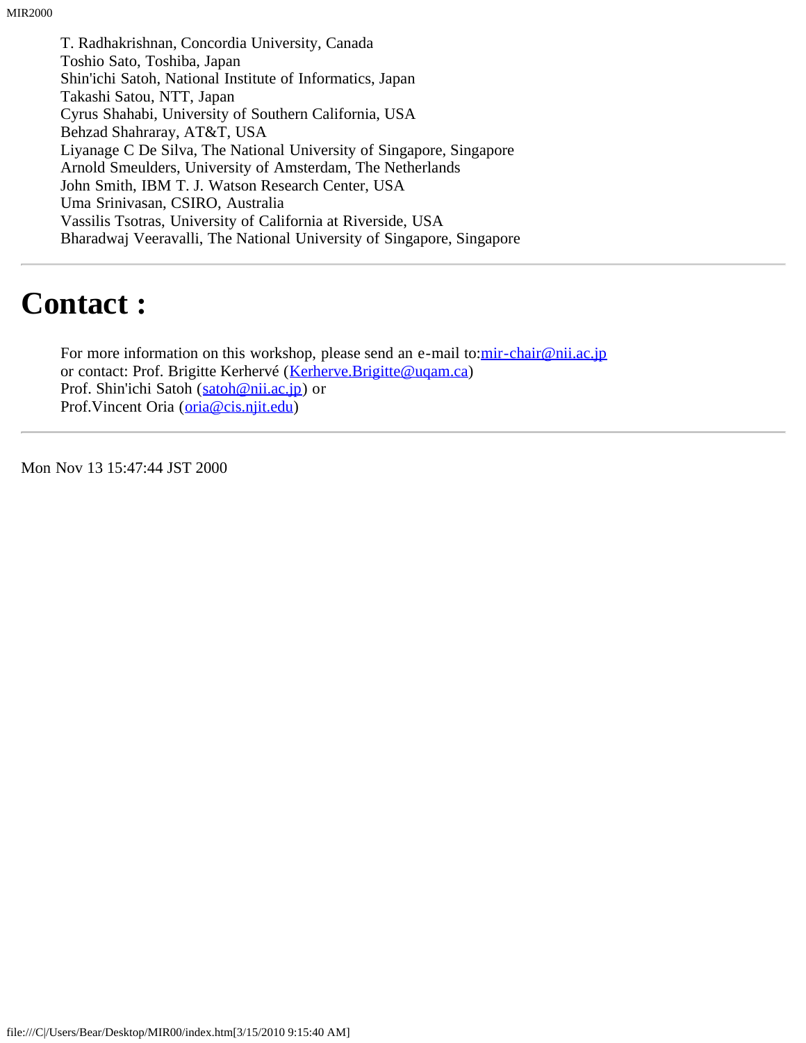T. Radhakrishnan, Concordia University, Canada
Toshio Sato, Toshiba, Japan
Shin'ichi Satoh, National Institute of Informatics, Japan
Takashi Satou, NTT, Japan
Cyrus Shahabi, University of Southern California, USA
Behzad Shahraray, AT&T, USA
Liyanage C De Silva, The National University of Singapore, Singapore
Arnold Smeulders, University of Amsterdam, The Netherlands
John Smith, IBM T. J. Watson Research Center, USA
Uma Srinivasan, CSIRO, Australia
Vassilis Tsotras, University of California at Riverside, USA
Bharadwaj Veeravalli, The National University of Singapore, Singapore

---

# Contact :

For more information on this workshop, please send an e-mail to:mir-chair@nii.ac.jp
or contact: Prof. Brigitte Kerhervé (Kerherve.Brigitte@uqam.ca)
Prof. Shin'ichi Satoh (satoh@nii.ac.jp) or
Prof.Vincent Oria (oria@cis.njit.edu)

---

Mon Nov 13 15:47:44 JST 2000